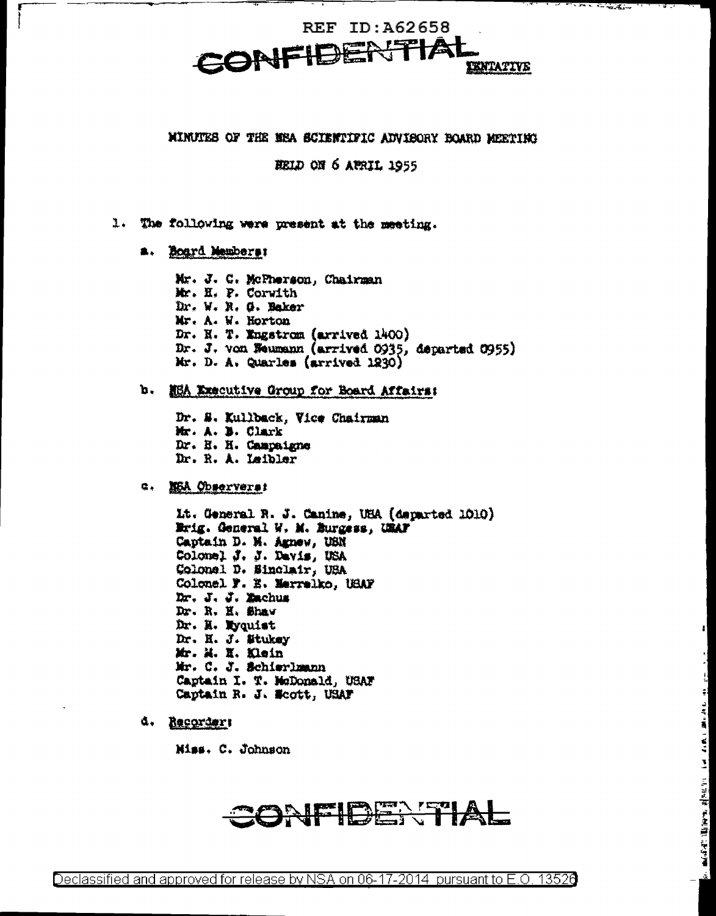REF ID:A62658

CONFIDENTIAL

TENTATIVE

MINUTES OF THE NSA SCIENTIFIC ADVISORY BOARD MEETING

HELD ON 6 APRIL 1955

1. The following were present at the meeting.

   a. Board Members:

      Mr. J. C. McPherson, Chairman
      Mr. H. P. Corwith
      Dr. W. R. G. Baker
      Mr. A. W. Horton
      Dr. E. T. Engstrom (arrived 1400)
      Dr. J. von Neumann (arrived 0935, departed 0955)
      Mr. D. A. Quarles (arrived 1230)

   b. NSA Executive Group for Board Affairs:

      Dr. S. Kullback, Vice Chairman
      Mr. A. B. Clark
      Dr. H. H. Campaigne
      Dr. R. A. Leibler

   c. NSA Observers:

      Lt. General R. J. Canine, USA (departed 1010)
      Brig. General W. M. Burgess, USAF
      Captain D. M. Agnew, USN
      Colonel J. J. Davis, USA
      Colonel D. Sinclair, USA
      Colonel F. E. Herrelko, USAF
      Dr. J. J. Eachus
      Dr. R. H. Shaw
      Dr. H. Nyquist
      Dr. H. J. Stukey
      Mr. M. H. Klein
      Mr. C. J. Schierlmann
      Captain I. T. McDonald, USAF
      Captain R. J. Scott, USAF

   d. Recorder:

      Miss. C. Johnson

CONFIDENTIAL

Declassified and approved for release by NSA on 06-17-2014 pursuant to E.O. 13526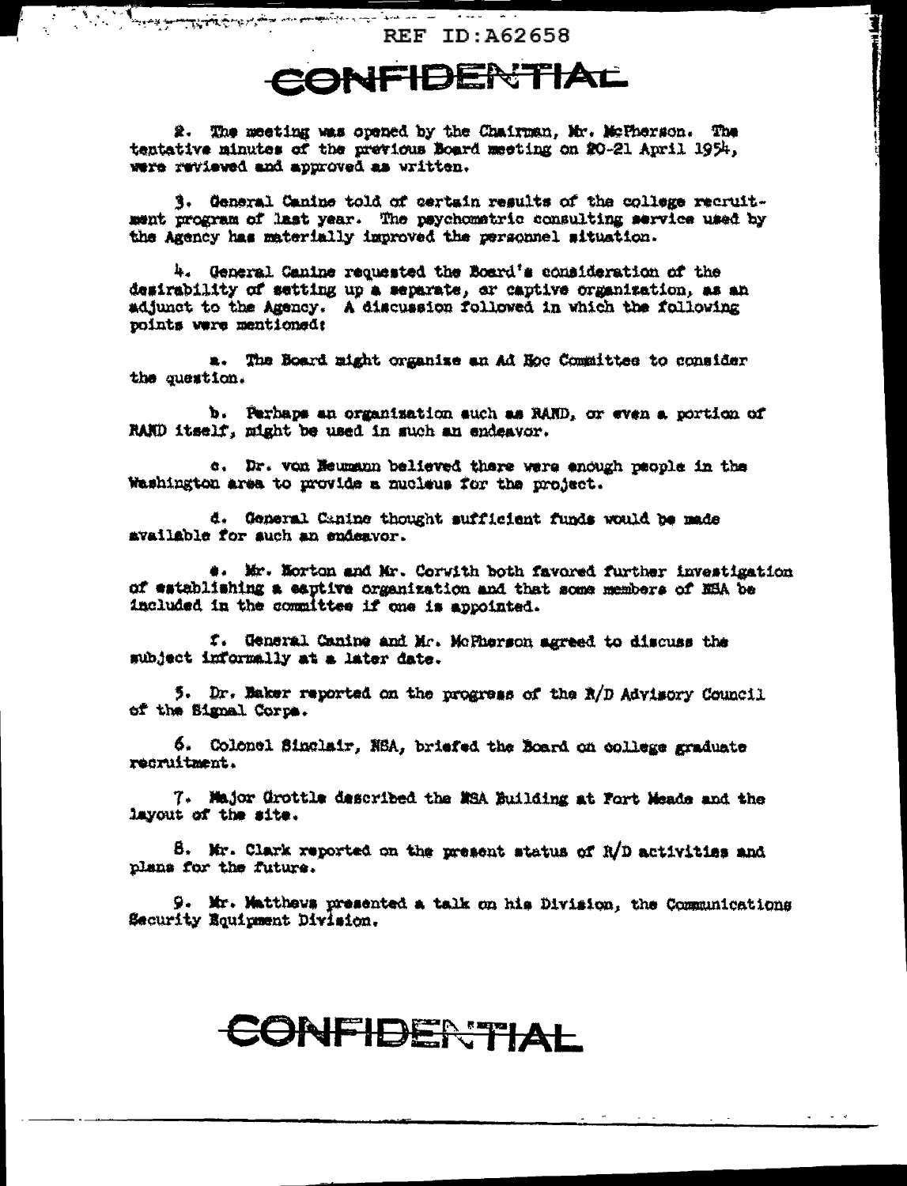REF ID:A62658

CONFIDENTIAL

2. The meeting was opened by the Chairman, Mr. McPherson. The tentative minutes of the previous Board meeting on 20-21 April 1954, were reviewed and approved as written.

3. General Canine told of certain results of the college recruitment program of last year. The psychometric consulting service used by the Agency has materially improved the personnel situation.

4. General Canine requested the Board's consideration of the desirability of setting up a separate, or captive organization, as an adjunct to the Agency. A discussion followed in which the following points were mentioned:

a. The Board might organize an Ad Hoc Committee to consider the question.

b. Perhaps an organization such as RAND, or even a portion of RAND itself, might be used in such an endeavor.

c. Dr. von Neumann believed there were enough people in the Washington area to provide a nucleus for the project.

d. General Canine thought sufficient funds would be made available for such an endeavor.

e. Mr. Norton and Mr. Corwith both favored further investigation of establishing a captive organization and that some members of NSA be included in the committee if one is appointed.

f. General Canine and Mr. McPherson agreed to discuss the subject informally at a later date.

5. Dr. Baker reported on the progress of the R/D Advisory Council of the Signal Corps.

6. Colonel Sinclair, NSA, briefed the Board on college graduate recruitment.

7. Major Grottle described the NSA Building at Fort Meade and the layout of the site.

8. Mr. Clark reported on the present status of R/D activities and plans for the future.

9. Mr. Matthews presented a talk on his Division, the Communications Security Equipment Division.

CONFIDENTIAL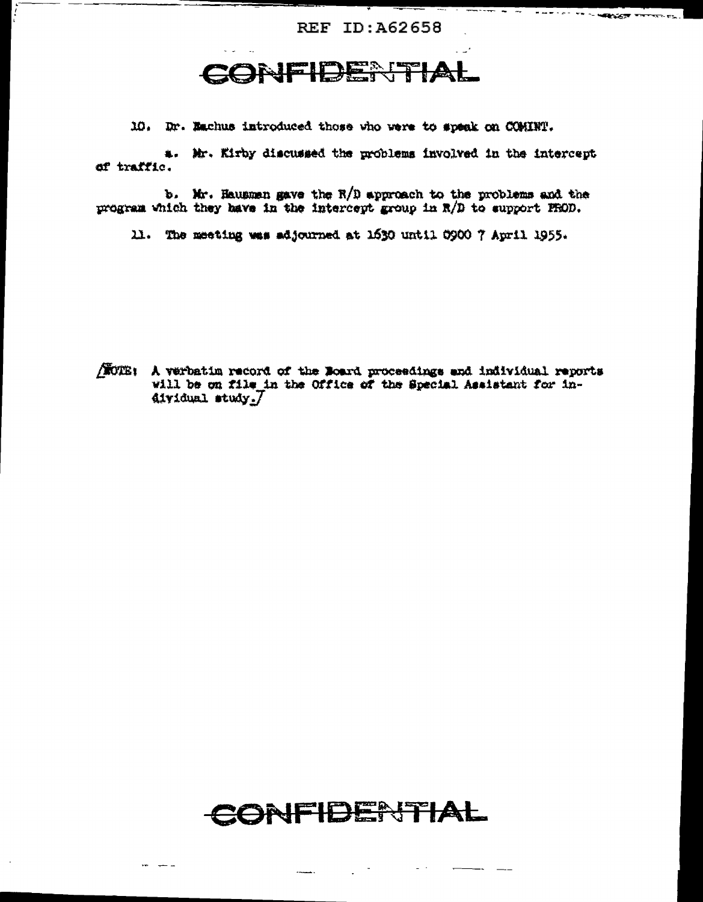REF ID:A62658

CONFIDENTIAL

10. Dr. Bachus introduced those who were to speak on COMINT.

a. Mr. Kirby discussed the problems involved in the intercept of traffic.

b. Mr. Hausman gave the R/D approach to the problems and the program which they have in the intercept group in R/D to support PROD.

11. The meeting was adjourned at 1630 until 0900 7 April 1955.

/NOTE: A verbatim record of the Board proceedings and individual reports will be on file in the Office of the Special Assistant for individual study./

CONFIDENTIAL